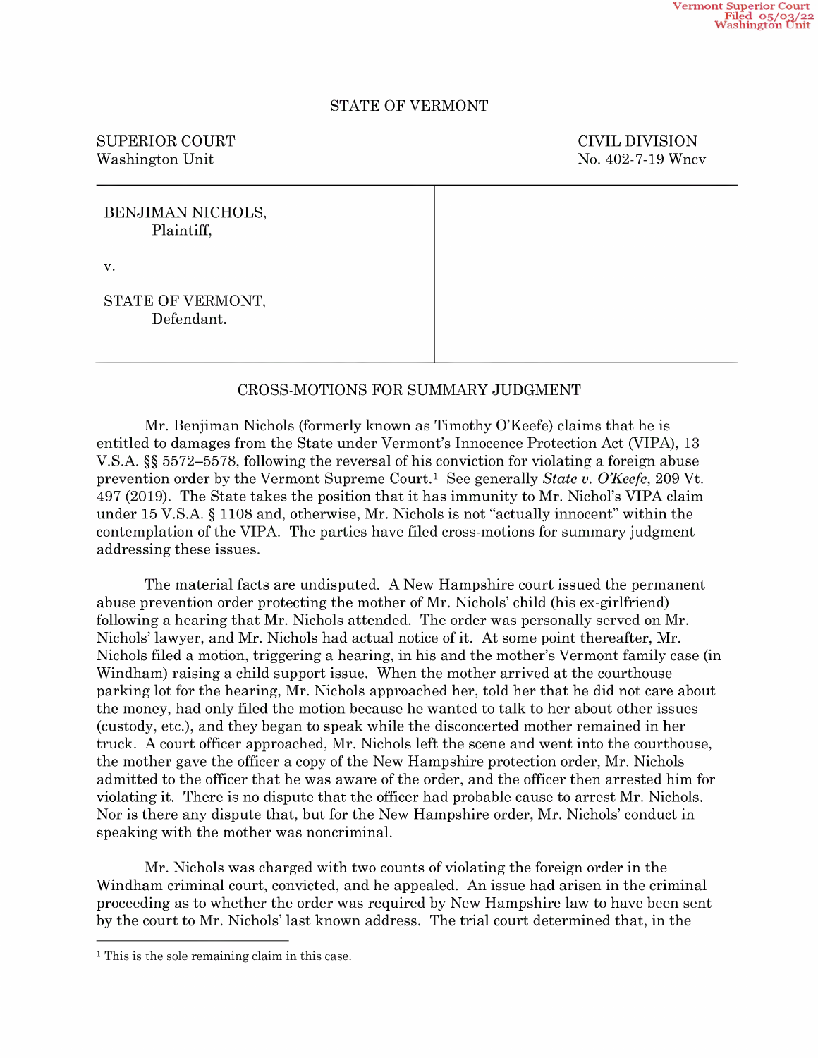Vermont Superior Court
Filed 05/03/22
Washington Unit

STATE OF VERMONT

SUPERIOR COURT
Washington Unit

CIVIL DIVISION
No. 402-7-19 Wncv

BENJIMAN NICHOLS,
Plaintiff,

v.

STATE OF VERMONT,
Defendant.

CROSS-MOTIONS FOR SUMMARY JUDGMENT

Mr. Benjiman Nichols (formerly known as Timothy O'Keefe) claims that he is entitled to damages from the State under Vermont's Innocence Protection Act (VIPA), 13 V.S.A. §§ 5572–5578, following the reversal of his conviction for violating a foreign abuse prevention order by the Vermont Supreme Court.[1] See generally *State v. O'Keefe*, 209 Vt. 497 (2019). The State takes the position that it has immunity to Mr. Nichol's VIPA claim under 15 V.S.A. § 1108 and, otherwise, Mr. Nichols is not "actually innocent" within the contemplation of the VIPA. The parties have filed cross-motions for summary judgment addressing these issues.

The material facts are undisputed. A New Hampshire court issued the permanent abuse prevention order protecting the mother of Mr. Nichols' child (his ex-girlfriend) following a hearing that Mr. Nichols attended. The order was personally served on Mr. Nichols' lawyer, and Mr. Nichols had actual notice of it. At some point thereafter, Mr. Nichols filed a motion, triggering a hearing, in his and the mother's Vermont family case (in Windham) raising a child support issue. When the mother arrived at the courthouse parking lot for the hearing, Mr. Nichols approached her, told her that he did not care about the money, had only filed the motion because he wanted to talk to her about other issues (custody, etc.), and they began to speak while the disconcerted mother remained in her truck. A court officer approached, Mr. Nichols left the scene and went into the courthouse, the mother gave the officer a copy of the New Hampshire protection order, Mr. Nichols admitted to the officer that he was aware of the order, and the officer then arrested him for violating it. There is no dispute that the officer had probable cause to arrest Mr. Nichols. Nor is there any dispute that, but for the New Hampshire order, Mr. Nichols' conduct in speaking with the mother was noncriminal.

Mr. Nichols was charged with two counts of violating the foreign order in the Windham criminal court, convicted, and he appealed. An issue had arisen in the criminal proceeding as to whether the order was required by New Hampshire law to have been sent by the court to Mr. Nichols' last known address. The trial court determined that, in the

[1] This is the sole remaining claim in this case.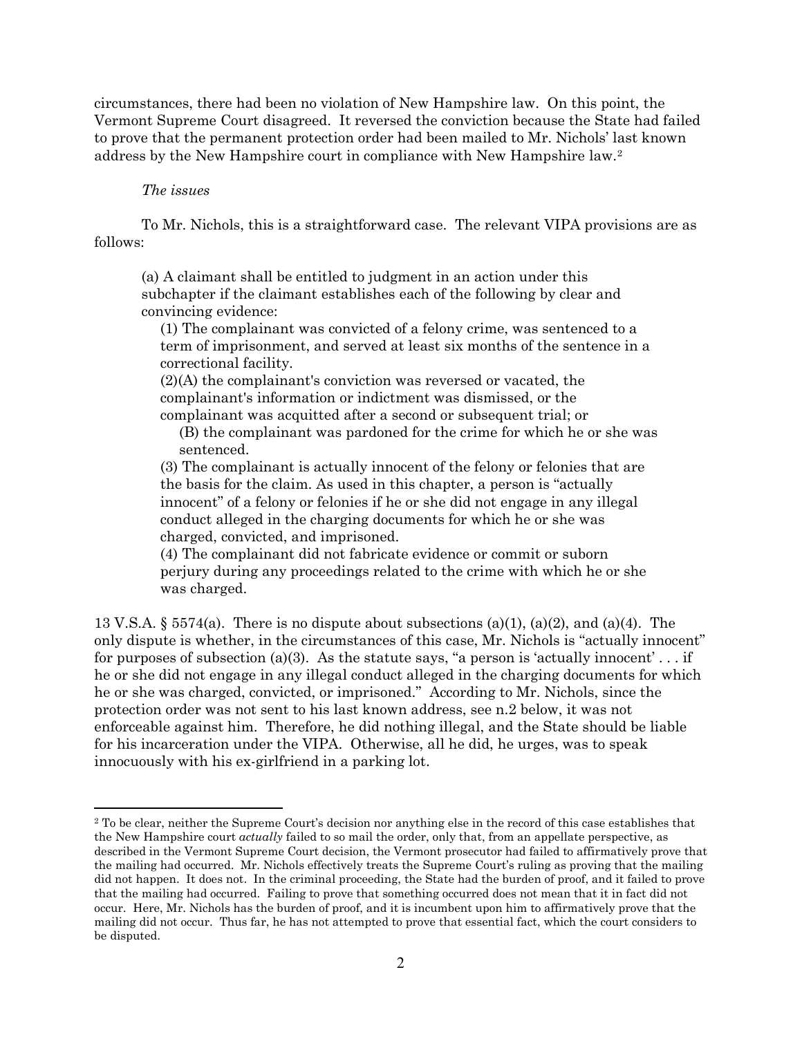circumstances, there had been no violation of New Hampshire law. On this point, the Vermont Supreme Court disagreed. It reversed the conviction because the State had failed to prove that the permanent protection order had been mailed to Mr. Nichols' last known address by the New Hampshire court in compliance with New Hampshire law.[2]

*The issues*

To Mr. Nichols, this is a straightforward case. The relevant VIPA provisions are as follows:

> (a) A claimant shall be entitled to judgment in an action under this subchapter if the claimant establishes each of the following by clear and convincing evidence:
>
> (1) The complainant was convicted of a felony crime, was sentenced to a term of imprisonment, and served at least six months of the sentence in a correctional facility.
>
> (2)(A) the complainant's conviction was reversed or vacated, the complainant's information or indictment was dismissed, or the complainant was acquitted after a second or subsequent trial; or
>
> (B) the complainant was pardoned for the crime for which he or she was sentenced.
>
> (3) The complainant is actually innocent of the felony or felonies that are the basis for the claim. As used in this chapter, a person is "actually innocent" of a felony or felonies if he or she did not engage in any illegal conduct alleged in the charging documents for which he or she was charged, convicted, and imprisoned.
>
> (4) The complainant did not fabricate evidence or commit or suborn perjury during any proceedings related to the crime with which he or she was charged.

13 V.S.A. § 5574(a). There is no dispute about subsections (a)(1), (a)(2), and (a)(4). The only dispute is whether, in the circumstances of this case, Mr. Nichols is "actually innocent" for purposes of subsection (a)(3). As the statute says, "a person is 'actually innocent' . . . if he or she did not engage in any illegal conduct alleged in the charging documents for which he or she was charged, convicted, or imprisoned." According to Mr. Nichols, since the protection order was not sent to his last known address, see n.2 below, it was not enforceable against him. Therefore, he did nothing illegal, and the State should be liable for his incarceration under the VIPA. Otherwise, all he did, he urges, was to speak innocuously with his ex-girlfriend in a parking lot.

---

[2] To be clear, neither the Supreme Court's decision nor anything else in the record of this case establishes that the New Hampshire court *actually* failed to so mail the order, only that, from an appellate perspective, as described in the Vermont Supreme Court decision, the Vermont prosecutor had failed to affirmatively prove that the mailing had occurred. Mr. Nichols effectively treats the Supreme Court's ruling as proving that the mailing did not happen. It does not. In the criminal proceeding, the State had the burden of proof, and it failed to prove that the mailing had occurred. Failing to prove that something occurred does not mean that it in fact did not occur. Here, Mr. Nichols has the burden of proof, and it is incumbent upon him to affirmatively prove that the mailing did not occur. Thus far, he has not attempted to prove that essential fact, which the court considers to be disputed.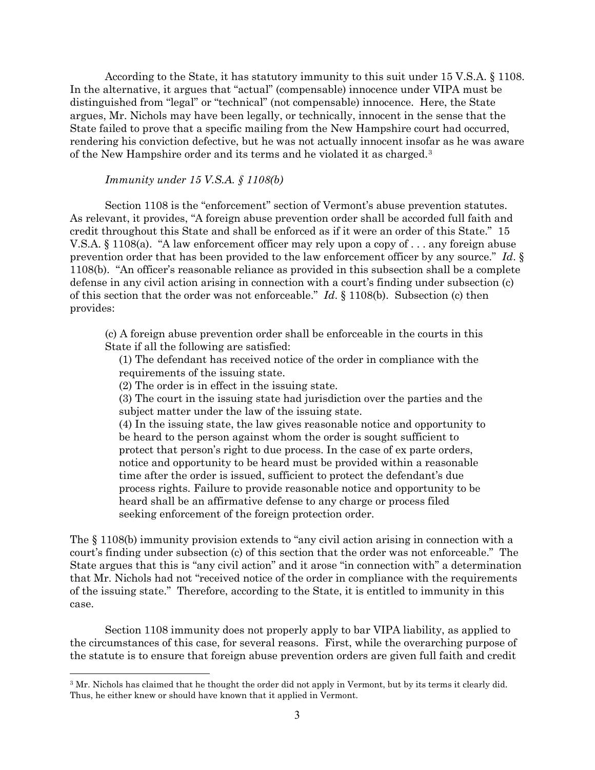According to the State, it has statutory immunity to this suit under 15 V.S.A. § 1108. In the alternative, it argues that "actual" (compensable) innocence under VIPA must be distinguished from "legal" or "technical" (not compensable) innocence. Here, the State argues, Mr. Nichols may have been legally, or technically, innocent in the sense that the State failed to prove that a specific mailing from the New Hampshire court had occurred, rendering his conviction defective, but he was not actually innocent insofar as he was aware of the New Hampshire order and its terms and he violated it as charged.[3]

*Immunity under 15 V.S.A. § 1108(b)*

Section 1108 is the "enforcement" section of Vermont's abuse prevention statutes. As relevant, it provides, "A foreign abuse prevention order shall be accorded full faith and credit throughout this State and shall be enforced as if it were an order of this State." 15 V.S.A. § 1108(a). "A law enforcement officer may rely upon a copy of . . . any foreign abuse prevention order that has been provided to the law enforcement officer by any source." *Id*. § 1108(b). "An officer's reasonable reliance as provided in this subsection shall be a complete defense in any civil action arising in connection with a court's finding under subsection (c) of this section that the order was not enforceable." *Id*. § 1108(b). Subsection (c) then provides:

> (c) A foreign abuse prevention order shall be enforceable in the courts in this State if all the following are satisfied:
>
> (1) The defendant has received notice of the order in compliance with the requirements of the issuing state.
>
> (2) The order is in effect in the issuing state.
>
> (3) The court in the issuing state had jurisdiction over the parties and the subject matter under the law of the issuing state.
>
> (4) In the issuing state, the law gives reasonable notice and opportunity to be heard to the person against whom the order is sought sufficient to protect that person's right to due process. In the case of ex parte orders, notice and opportunity to be heard must be provided within a reasonable time after the order is issued, sufficient to protect the defendant's due process rights. Failure to provide reasonable notice and opportunity to be heard shall be an affirmative defense to any charge or process filed seeking enforcement of the foreign protection order.

The § 1108(b) immunity provision extends to "any civil action arising in connection with a court's finding under subsection (c) of this section that the order was not enforceable." The State argues that this is "any civil action" and it arose "in connection with" a determination that Mr. Nichols had not "received notice of the order in compliance with the requirements of the issuing state." Therefore, according to the State, it is entitled to immunity in this case.

Section 1108 immunity does not properly apply to bar VIPA liability, as applied to the circumstances of this case, for several reasons. First, while the overarching purpose of the statute is to ensure that foreign abuse prevention orders are given full faith and credit

---

[3] Mr. Nichols has claimed that he thought the order did not apply in Vermont, but by its terms it clearly did. Thus, he either knew or should have known that it applied in Vermont.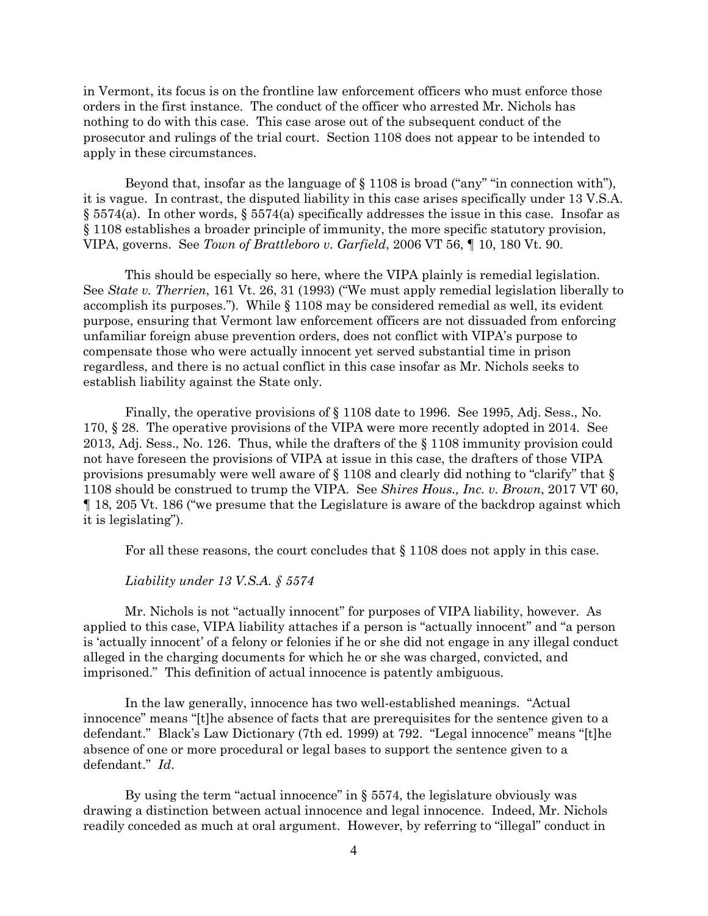in Vermont, its focus is on the frontline law enforcement officers who must enforce those orders in the first instance. The conduct of the officer who arrested Mr. Nichols has nothing to do with this case. This case arose out of the subsequent conduct of the prosecutor and rulings of the trial court. Section 1108 does not appear to be intended to apply in these circumstances.

Beyond that, insofar as the language of § 1108 is broad ("any" "in connection with"), it is vague. In contrast, the disputed liability in this case arises specifically under 13 V.S.A. § 5574(a). In other words, § 5574(a) specifically addresses the issue in this case. Insofar as § 1108 establishes a broader principle of immunity, the more specific statutory provision, VIPA, governs. See *Town of Brattleboro v. Garfield*, 2006 VT 56, ¶ 10, 180 Vt. 90.

This should be especially so here, where the VIPA plainly is remedial legislation. See *State v. Therrien*, 161 Vt. 26, 31 (1993) ("We must apply remedial legislation liberally to accomplish its purposes."). While § 1108 may be considered remedial as well, its evident purpose, ensuring that Vermont law enforcement officers are not dissuaded from enforcing unfamiliar foreign abuse prevention orders, does not conflict with VIPA's purpose to compensate those who were actually innocent yet served substantial time in prison regardless, and there is no actual conflict in this case insofar as Mr. Nichols seeks to establish liability against the State only.

Finally, the operative provisions of § 1108 date to 1996. See 1995, Adj. Sess., No. 170, § 28. The operative provisions of the VIPA were more recently adopted in 2014. See 2013, Adj. Sess., No. 126. Thus, while the drafters of the § 1108 immunity provision could not have foreseen the provisions of VIPA at issue in this case, the drafters of those VIPA provisions presumably were well aware of § 1108 and clearly did nothing to "clarify" that § 1108 should be construed to trump the VIPA. See *Shires Hous., Inc. v. Brown*, 2017 VT 60, ¶ 18, 205 Vt. 186 ("we presume that the Legislature is aware of the backdrop against which it is legislating").

For all these reasons, the court concludes that § 1108 does not apply in this case.

*Liability under 13 V.S.A. § 5574*

Mr. Nichols is not "actually innocent" for purposes of VIPA liability, however. As applied to this case, VIPA liability attaches if a person is "actually innocent" and "a person is 'actually innocent' of a felony or felonies if he or she did not engage in any illegal conduct alleged in the charging documents for which he or she was charged, convicted, and imprisoned." This definition of actual innocence is patently ambiguous.

In the law generally, innocence has two well-established meanings. "Actual innocence" means "[t]he absence of facts that are prerequisites for the sentence given to a defendant." Black's Law Dictionary (7th ed. 1999) at 792. "Legal innocence" means "[t]he absence of one or more procedural or legal bases to support the sentence given to a defendant." *Id.*

By using the term "actual innocence" in § 5574, the legislature obviously was drawing a distinction between actual innocence and legal innocence. Indeed, Mr. Nichols readily conceded as much at oral argument. However, by referring to "illegal" conduct in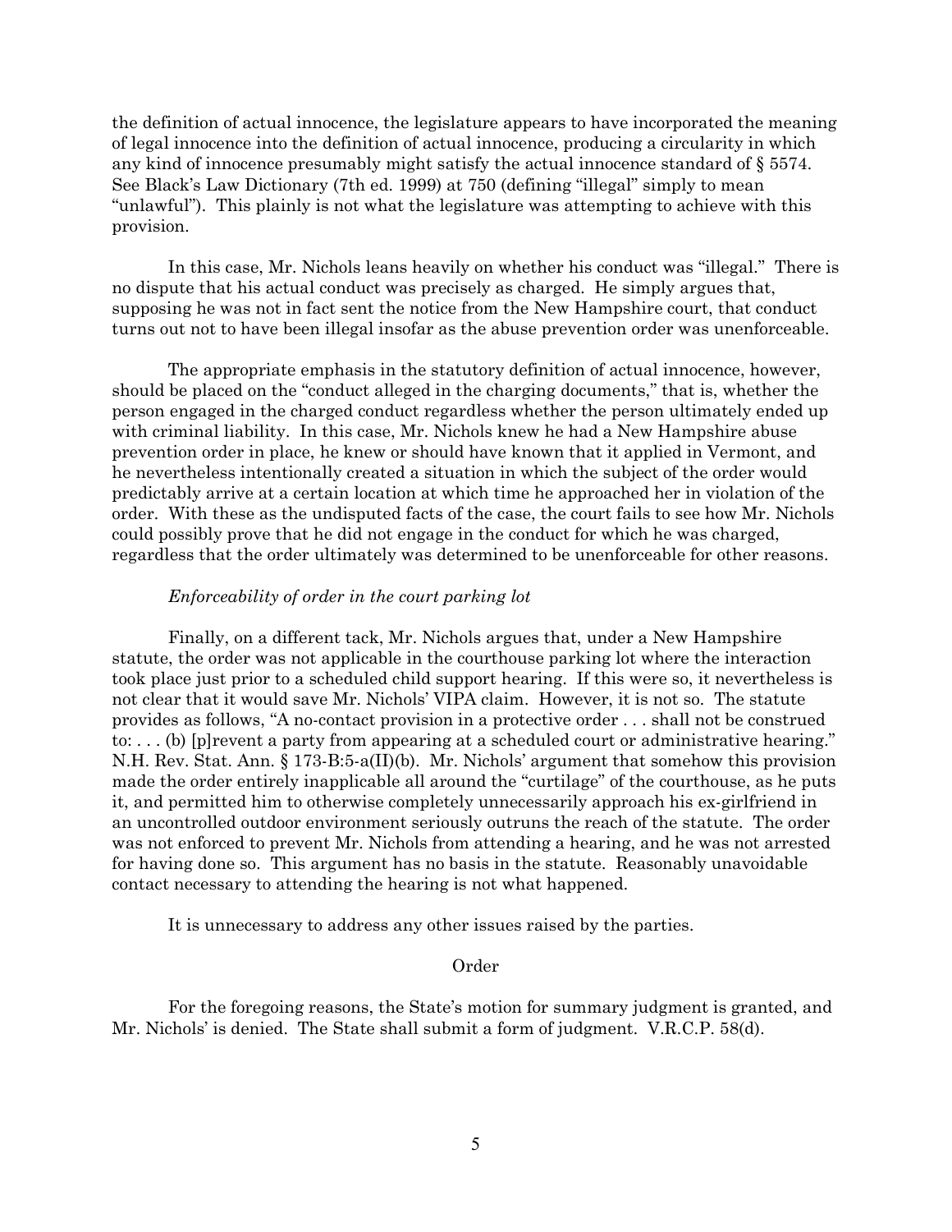the definition of actual innocence, the legislature appears to have incorporated the meaning of legal innocence into the definition of actual innocence, producing a circularity in which any kind of innocence presumably might satisfy the actual innocence standard of § 5574. See Black's Law Dictionary (7th ed. 1999) at 750 (defining "illegal" simply to mean "unlawful"). This plainly is not what the legislature was attempting to achieve with this provision.

In this case, Mr. Nichols leans heavily on whether his conduct was "illegal." There is no dispute that his actual conduct was precisely as charged. He simply argues that, supposing he was not in fact sent the notice from the New Hampshire court, that conduct turns out not to have been illegal insofar as the abuse prevention order was unenforceable.

The appropriate emphasis in the statutory definition of actual innocence, however, should be placed on the "conduct alleged in the charging documents," that is, whether the person engaged in the charged conduct regardless whether the person ultimately ended up with criminal liability. In this case, Mr. Nichols knew he had a New Hampshire abuse prevention order in place, he knew or should have known that it applied in Vermont, and he nevertheless intentionally created a situation in which the subject of the order would predictably arrive at a certain location at which time he approached her in violation of the order. With these as the undisputed facts of the case, the court fails to see how Mr. Nichols could possibly prove that he did not engage in the conduct for which he was charged, regardless that the order ultimately was determined to be unenforceable for other reasons.

*Enforceability of order in the court parking lot*

Finally, on a different tack, Mr. Nichols argues that, under a New Hampshire statute, the order was not applicable in the courthouse parking lot where the interaction took place just prior to a scheduled child support hearing. If this were so, it nevertheless is not clear that it would save Mr. Nichols' VIPA claim. However, it is not so. The statute provides as follows, "A no-contact provision in a protective order . . . shall not be construed to: . . . (b) [p]revent a party from appearing at a scheduled court or administrative hearing." N.H. Rev. Stat. Ann. § 173-B:5-a(II)(b). Mr. Nichols' argument that somehow this provision made the order entirely inapplicable all around the "curtilage" of the courthouse, as he puts it, and permitted him to otherwise completely unnecessarily approach his ex-girlfriend in an uncontrolled outdoor environment seriously outruns the reach of the statute. The order was not enforced to prevent Mr. Nichols from attending a hearing, and he was not arrested for having done so. This argument has no basis in the statute. Reasonably unavoidable contact necessary to attending the hearing is not what happened.

It is unnecessary to address any other issues raised by the parties.

Order

For the foregoing reasons, the State's motion for summary judgment is granted, and Mr. Nichols' is denied. The State shall submit a form of judgment. V.R.C.P. 58(d).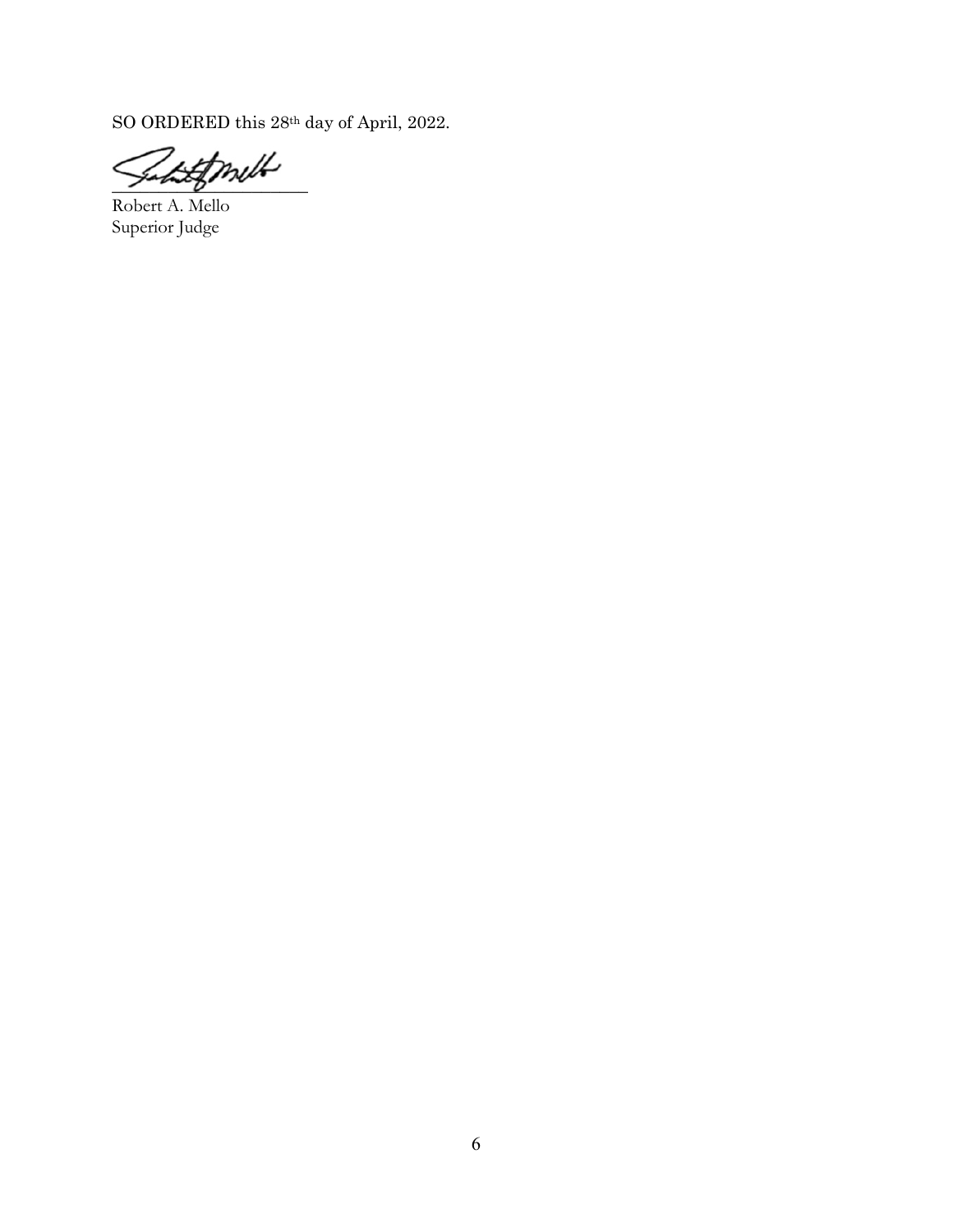SO ORDERED this 28th day of April, 2022.

Robert A. Mello
Superior Judge